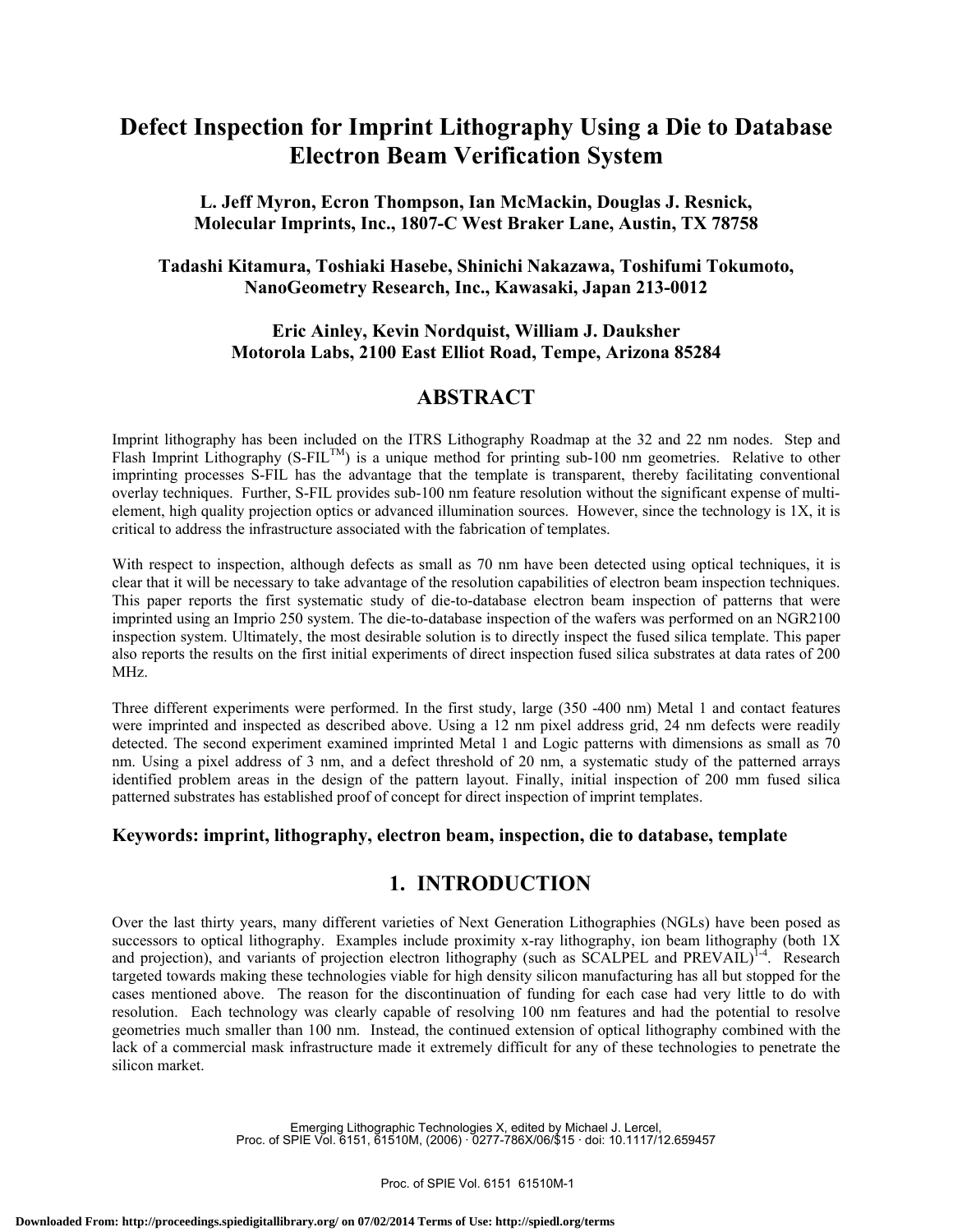# Defect Inspection for Imprint Lithography Using a Die to Database Electron Beam Verification System

**L. Jeff Myron, Ecron Thompson, Ian McMackin, Douglas J. Resnick,**
**Molecular Imprints, Inc., 1807-C West Braker Lane, Austin, TX 78758**

**Tadashi Kitamura, Toshiaki Hasebe, Shinichi Nakazawa, Toshifumi Tokumoto,**
**NanoGeometry Research, Inc., Kawasaki, Japan 213-0012**

**Eric Ainley, Kevin Nordquist, William J. Dauksher**
**Motorola Labs, 2100 East Elliot Road, Tempe, Arizona 85284**

## ABSTRACT

Imprint lithography has been included on the ITRS Lithography Roadmap at the 32 and 22 nm nodes. Step and Flash Imprint Lithography (S-FIL™) is a unique method for printing sub-100 nm geometries. Relative to other imprinting processes S-FIL has the advantage that the template is transparent, thereby facilitating conventional overlay techniques. Further, S-FIL provides sub-100 nm feature resolution without the significant expense of multi-element, high quality projection optics or advanced illumination sources. However, since the technology is 1X, it is critical to address the infrastructure associated with the fabrication of templates.

With respect to inspection, although defects as small as 70 nm have been detected using optical techniques, it is clear that it will be necessary to take advantage of the resolution capabilities of electron beam inspection techniques. This paper reports the first systematic study of die-to-database electron beam inspection of patterns that were imprinted using an Imprio 250 system. The die-to-database inspection of the wafers was performed on an NGR2100 inspection system. Ultimately, the most desirable solution is to directly inspect the fused silica template. This paper also reports the results on the first initial experiments of direct inspection fused silica substrates at data rates of 200 MHz.

Three different experiments were performed. In the first study, large (350 -400 nm) Metal 1 and contact features were imprinted and inspected as described above. Using a 12 nm pixel address grid, 24 nm defects were readily detected. The second experiment examined imprinted Metal 1 and Logic patterns with dimensions as small as 70 nm. Using a pixel address of 3 nm, and a defect threshold of 20 nm, a systematic study of the patterned arrays identified problem areas in the design of the pattern layout. Finally, initial inspection of 200 mm fused silica patterned substrates has established proof of concept for direct inspection of imprint templates.

**Keywords: imprint, lithography, electron beam, inspection, die to database, template**

## 1. INTRODUCTION

Over the last thirty years, many different varieties of Next Generation Lithographies (NGLs) have been posed as successors to optical lithography. Examples include proximity x-ray lithography, ion beam lithography (both 1X and projection), and variants of projection electron lithography (such as SCALPEL and PREVAIL)[1-4]. Research targeted towards making these technologies viable for high density silicon manufacturing has all but stopped for the cases mentioned above. The reason for the discontinuation of funding for each case had very little to do with resolution. Each technology was clearly capable of resolving 100 nm features and had the potential to resolve geometries much smaller than 100 nm. Instead, the continued extension of optical lithography combined with the lack of a commercial mask infrastructure made it extremely difficult for any of these technologies to penetrate the silicon market.

Emerging Lithographic Technologies X, edited by Michael J. Lercel,
Proc. of SPIE Vol. 6151, 61510M, (2006) · 0277-786X/06/$15 · doi: 10.1117/12.659457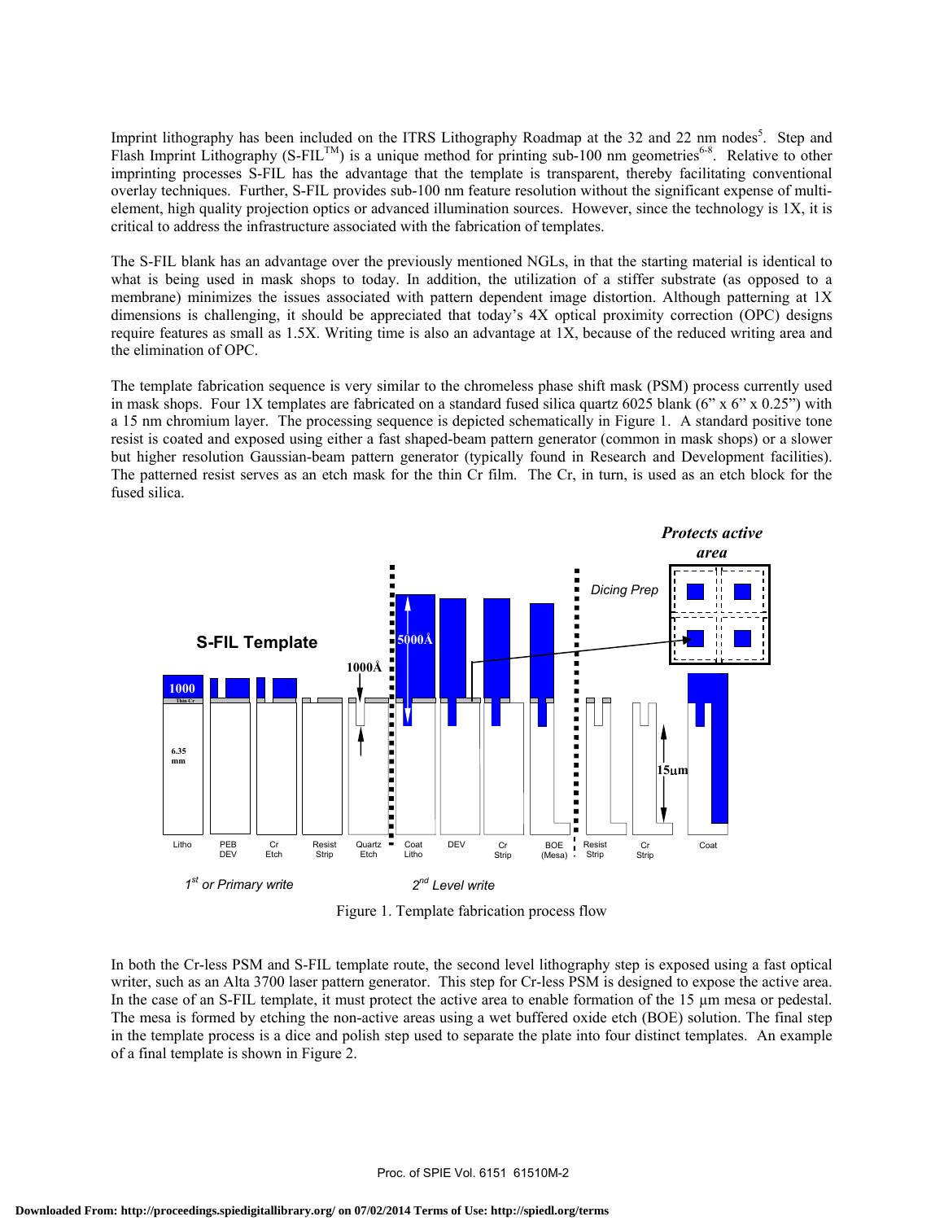Imprint lithography has been included on the ITRS Lithography Roadmap at the 32 and 22 nm nodes[5]. Step and Flash Imprint Lithography (S-FIL[TM]) is a unique method for printing sub-100 nm geometries[6-8]. Relative to other imprinting processes S-FIL has the advantage that the template is transparent, thereby facilitating conventional overlay techniques. Further, S-FIL provides sub-100 nm feature resolution without the significant expense of multi-element, high quality projection optics or advanced illumination sources. However, since the technology is 1X, it is critical to address the infrastructure associated with the fabrication of templates.

The S-FIL blank has an advantage over the previously mentioned NGLs, in that the starting material is identical to what is being used in mask shops today. In addition, the utilization of a stiffer substrate (as opposed to a membrane) minimizes the issues associated with pattern dependent image distortion. Although patterning at 1X dimensions is challenging, it should be appreciated that today's 4X optical proximity correction (OPC) designs require features as small as 1.5X. Writing time is also an advantage at 1X, because of the reduced writing area and the elimination of OPC.

The template fabrication sequence is very similar to the chromeless phase shift mask (PSM) process currently used in mask shops. Four 1X templates are fabricated on a standard fused silica quartz 6025 blank (6" x 6" x 0.25") with a 15 nm chromium layer. The processing sequence is depicted schematically in Figure 1. A standard positive tone resist is coated and exposed using either a fast shaped-beam pattern generator (common in mask shops) or a slower but higher resolution Gaussian-beam pattern generator (typically found in Research and Development facilities). The patterned resist serves as an etch mask for the thin Cr film. The Cr, in turn, is used as an etch block for the fused silica.

Figure 1. Template fabrication process flow

In both the Cr-less PSM and S-FIL template route, the second level lithography step is exposed using a fast optical writer, such as an Alta 3700 laser pattern generator. This step for Cr-less PSM is designed to expose the active area. In the case of an S-FIL template, it must protect the active area to enable formation of the 15 µm mesa or pedestal. The mesa is formed by etching the non-active areas using a wet buffered oxide etch (BOE) solution. The final step in the template process is a dice and polish step used to separate the plate into four distinct templates. An example of a final template is shown in Figure 2.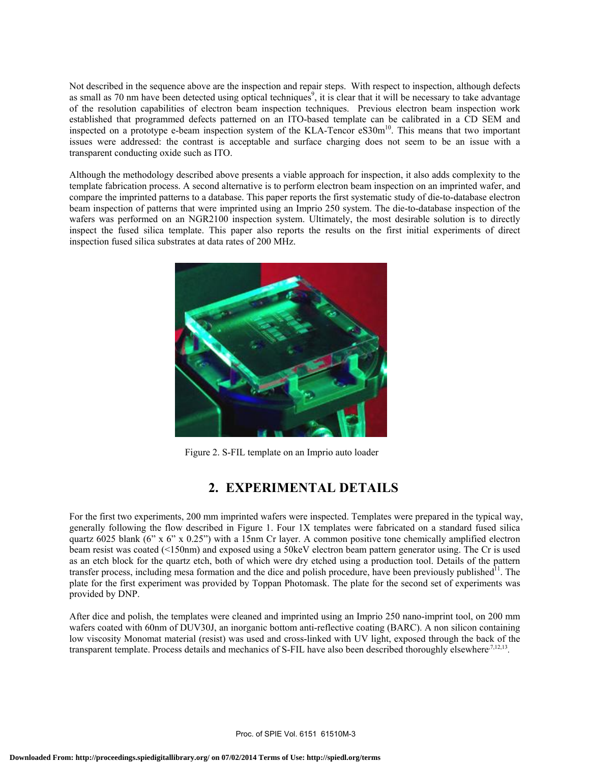Not described in the sequence above are the inspection and repair steps. With respect to inspection, although defects as small as 70 nm have been detected using optical techniques[9], it is clear that it will be necessary to take advantage of the resolution capabilities of electron beam inspection techniques. Previous electron beam inspection work established that programmed defects patterned on an ITO-based template can be calibrated in a CD SEM and inspected on a prototype e-beam inspection system of the KLA-Tencor eS30m[10]. This means that two important issues were addressed: the contrast is acceptable and surface charging does not seem to be an issue with a transparent conducting oxide such as ITO.

Although the methodology described above presents a viable approach for inspection, it also adds complexity to the template fabrication process. A second alternative is to perform electron beam inspection on an imprinted wafer, and compare the imprinted patterns to a database. This paper reports the first systematic study of die-to-database electron beam inspection of patterns that were imprinted using an Imprio 250 system. The die-to-database inspection of the wafers was performed on an NGR2100 inspection system. Ultimately, the most desirable solution is to directly inspect the fused silica template. This paper also reports the results on the first initial experiments of direct inspection fused silica substrates at data rates of 200 MHz.

Figure 2. S-FIL template on an Imprio auto loader

## 2. EXPERIMENTAL DETAILS

For the first two experiments, 200 mm imprinted wafers were inspected. Templates were prepared in the typical way, generally following the flow described in Figure 1. Four 1X templates were fabricated on a standard fused silica quartz 6025 blank (6" x 6" x 0.25") with a 15nm Cr layer. A common positive tone chemically amplified electron beam resist was coated (<150nm) and exposed using a 50keV electron beam pattern generator using. The Cr is used as an etch block for the quartz etch, both of which were dry etched using a production tool. Details of the pattern transfer process, including mesa formation and the dice and polish procedure, have been previously published[11]. The plate for the first experiment was provided by Toppan Photomask. The plate for the second set of experiments was provided by DNP.

After dice and polish, the templates were cleaned and imprinted using an Imprio 250 nano-imprint tool, on 200 mm wafers coated with 60nm of DUV30J, an inorganic bottom anti-reflective coating (BARC). A non silicon containing low viscosity Monomat material (resist) was used and cross-linked with UV light, exposed through the back of the transparent template. Process details and mechanics of S-FIL have also been described thoroughly elsewhere[7,12,13].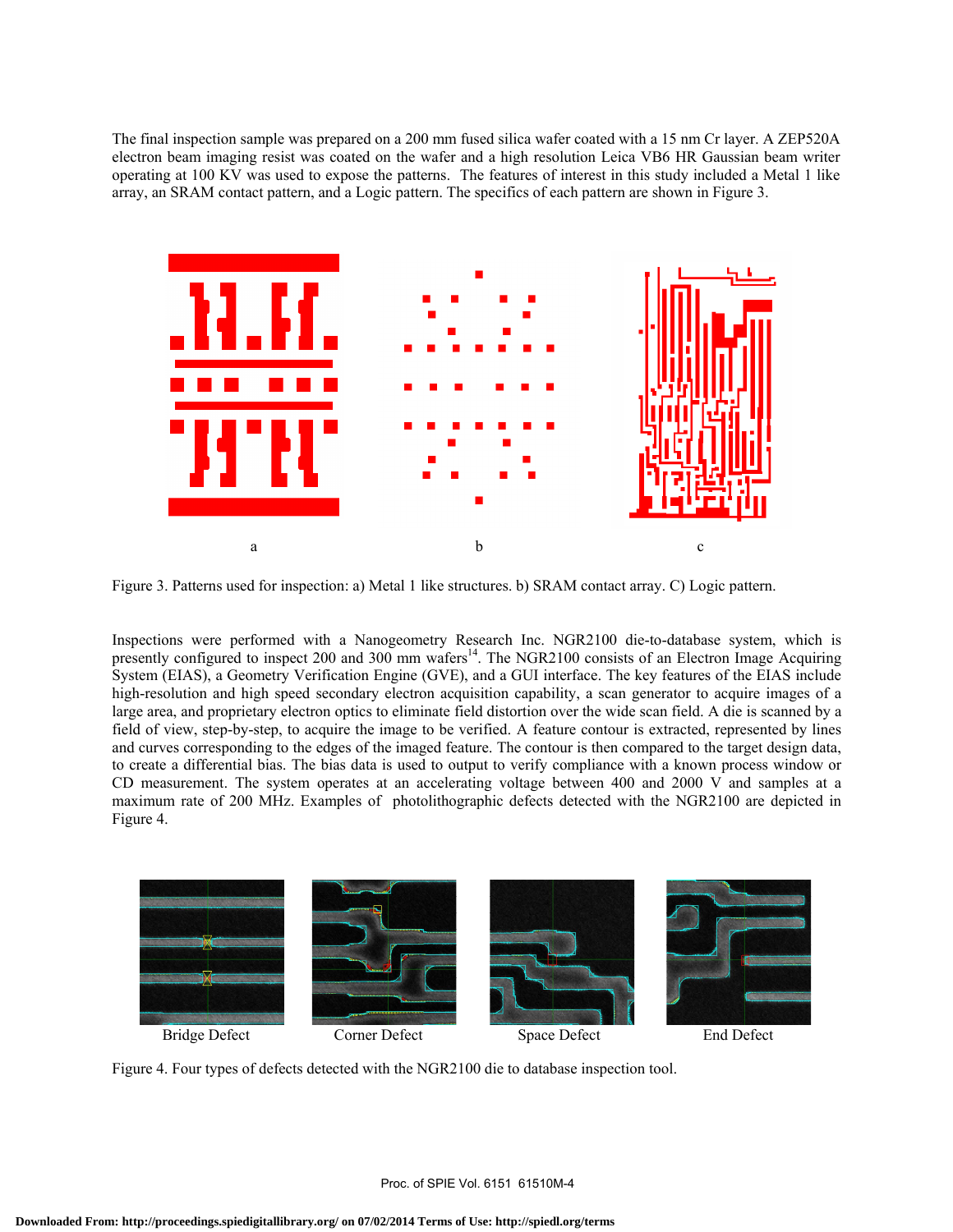The final inspection sample was prepared on a 200 mm fused silica wafer coated with a 15 nm Cr layer. A ZEP520A electron beam imaging resist was coated on the wafer and a high resolution Leica VB6 HR Gaussian beam writer operating at 100 KV was used to expose the patterns. The features of interest in this study included a Metal 1 like array, an SRAM contact pattern, and a Logic pattern. The specifics of each pattern are shown in Figure 3.

a b c

Figure 3. Patterns used for inspection: a) Metal 1 like structures. b) SRAM contact array. C) Logic pattern.

Inspections were performed with a Nanogeometry Research Inc. NGR2100 die-to-database system, which is presently configured to inspect 200 and 300 mm wafers[14]. The NGR2100 consists of an Electron Image Acquiring System (EIAS), a Geometry Verification Engine (GVE), and a GUI interface. The key features of the EIAS include high-resolution and high speed secondary electron acquisition capability, a scan generator to acquire images of a large area, and proprietary electron optics to eliminate field distortion over the wide scan field. A die is scanned by a field of view, step-by-step, to acquire the image to be verified. A feature contour is extracted, represented by lines and curves corresponding to the edges of the imaged feature. The contour is then compared to the target design data, to create a differential bias. The bias data is used to output to verify compliance with a known process window or CD measurement. The system operates at an accelerating voltage between 400 and 2000 V and samples at a maximum rate of 200 MHz. Examples of photolithographic defects detected with the NGR2100 are depicted in Figure 4.

Bridge Defect Corner Defect Space Defect End Defect

Figure 4. Four types of defects detected with the NGR2100 die to database inspection tool.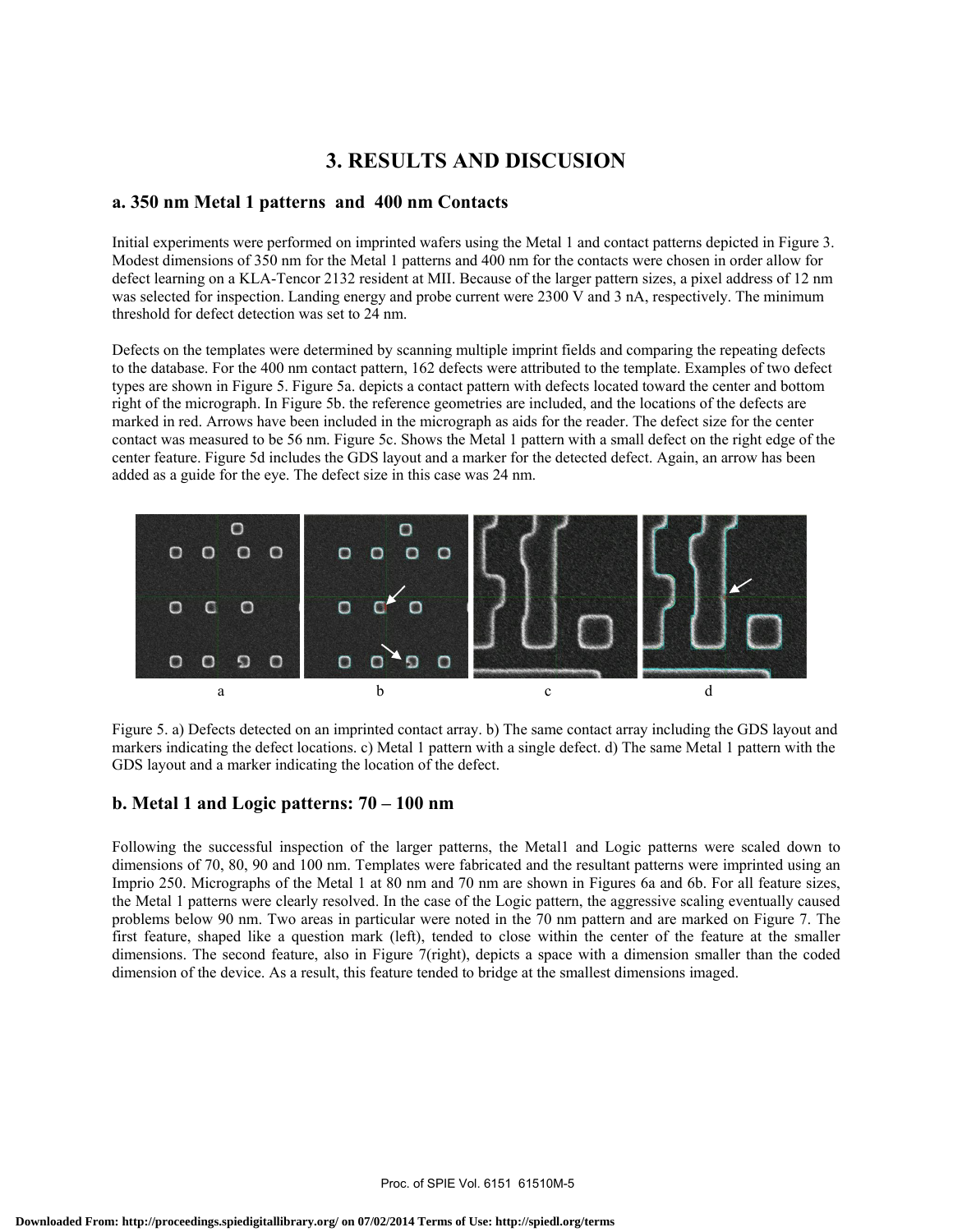# 3. RESULTS AND DISCUSION

## a. 350 nm Metal 1 patterns and 400 nm Contacts

Initial experiments were performed on imprinted wafers using the Metal 1 and contact patterns depicted in Figure 3. Modest dimensions of 350 nm for the Metal 1 patterns and 400 nm for the contacts were chosen in order allow for defect learning on a KLA-Tencor 2132 resident at MII. Because of the larger pattern sizes, a pixel address of 12 nm was selected for inspection. Landing energy and probe current were 2300 V and 3 nA, respectively. The minimum threshold for defect detection was set to 24 nm.

Defects on the templates were determined by scanning multiple imprint fields and comparing the repeating defects to the database. For the 400 nm contact pattern, 162 defects were attributed to the template. Examples of two defect types are shown in Figure 5. Figure 5a. depicts a contact pattern with defects located toward the center and bottom right of the micrograph. In Figure 5b. the reference geometries are included, and the locations of the defects are marked in red. Arrows have been included in the micrograph as aids for the reader. The defect size for the center contact was measured to be 56 nm. Figure 5c. Shows the Metal 1 pattern with a small defect on the right edge of the center feature. Figure 5d includes the GDS layout and a marker for the detected defect. Again, an arrow has been added as a guide for the eye. The defect size in this case was 24 nm.

a b c d

Figure 5. a) Defects detected on an imprinted contact array. b) The same contact array including the GDS layout and markers indicating the defect locations. c) Metal 1 pattern with a single defect. d) The same Metal 1 pattern with the GDS layout and a marker indicating the location of the defect.

## b. Metal 1 and Logic patterns: 70 – 100 nm

Following the successful inspection of the larger patterns, the Metal1 and Logic patterns were scaled down to dimensions of 70, 80, 90 and 100 nm. Templates were fabricated and the resultant patterns were imprinted using an Imprio 250. Micrographs of the Metal 1 at 80 nm and 70 nm are shown in Figures 6a and 6b. For all feature sizes, the Metal 1 patterns were clearly resolved. In the case of the Logic pattern, the aggressive scaling eventually caused problems below 90 nm. Two areas in particular were noted in the 70 nm pattern and are marked on Figure 7. The first feature, shaped like a question mark (left), tended to close within the center of the feature at the smaller dimensions. The second feature, also in Figure 7(right), depicts a space with a dimension smaller than the coded dimension of the device. As a result, this feature tended to bridge at the smallest dimensions imaged.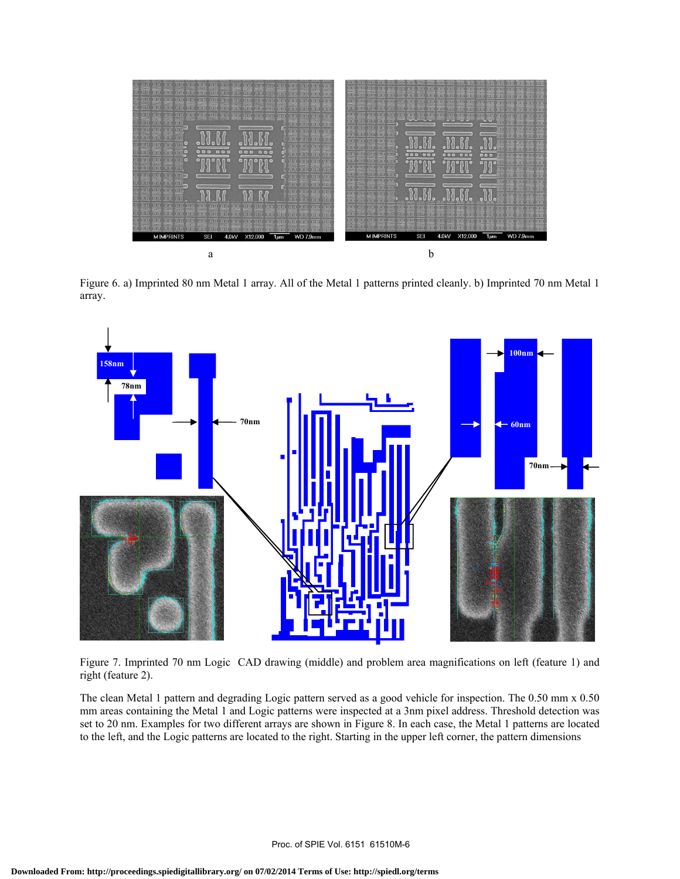Figure 6. a) Imprinted 80 nm Metal 1 array. All of the Metal 1 patterns printed cleanly. b) Imprinted 70 nm Metal 1 array.

Figure 7. Imprinted 70 nm Logic CAD drawing (middle) and problem area magnifications on left (feature 1) and right (feature 2).

The clean Metal 1 pattern and degrading Logic pattern served as a good vehicle for inspection. The 0.50 mm x 0.50 mm areas containing the Metal 1 and Logic patterns were inspected at a 3nm pixel address. Threshold detection was set to 20 nm. Examples for two different arrays are shown in Figure 8. In each case, the Metal 1 patterns are located to the left, and the Logic patterns are located to the right. Starting in the upper left corner, the pattern dimensions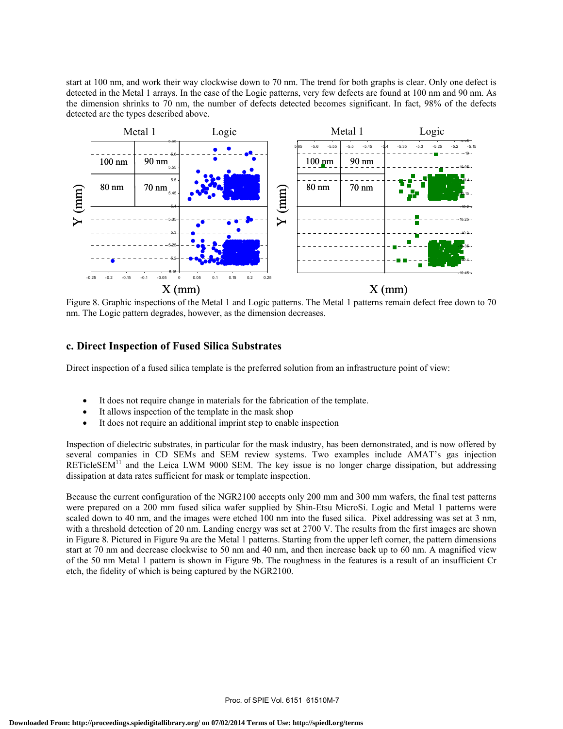start at 100 nm, and work their way clockwise down to 70 nm. The trend for both graphs is clear. Only one defect is detected in the Metal 1 arrays. In the case of the Logic patterns, very few defects are found at 100 nm and 90 nm. As the dimension shrinks to 70 nm, the number of defects detected becomes significant. In fact, 98% of the defects detected are the types described above.

Figure 8. Graphic inspections of the Metal 1 and Logic patterns. The Metal 1 patterns remain defect free down to 70 nm. The Logic pattern degrades, however, as the dimension decreases.

## c. Direct Inspection of Fused Silica Substrates

Direct inspection of a fused silica template is the preferred solution from an infrastructure point of view:

- It does not require change in materials for the fabrication of the template.
- It allows inspection of the template in the mask shop
- It does not require an additional imprint step to enable inspection

Inspection of dielectric substrates, in particular for the mask industry, has been demonstrated, and is now offered by several companies in CD SEMs and SEM review systems. Two examples include AMAT's gas injection RETicleSEM[11] and the Leica LWM 9000 SEM. The key issue is no longer charge dissipation, but addressing dissipation at data rates sufficient for mask or template inspection.

Because the current configuration of the NGR2100 accepts only 200 mm and 300 mm wafers, the final test patterns were prepared on a 200 mm fused silica wafer supplied by Shin-Etsu MicroSi. Logic and Metal 1 patterns were scaled down to 40 nm, and the images were etched 100 nm into the fused silica. Pixel addressing was set at 3 nm, with a threshold detection of 20 nm. Landing energy was set at 2700 V. The results from the first images are shown in Figure 8. Pictured in Figure 9a are the Metal 1 patterns. Starting from the upper left corner, the pattern dimensions start at 70 nm and decrease clockwise to 50 nm and 40 nm, and then increase back up to 60 nm. A magnified view of the 50 nm Metal 1 pattern is shown in Figure 9b. The roughness in the features is a result of an insufficient Cr etch, the fidelity of which is being captured by the NGR2100.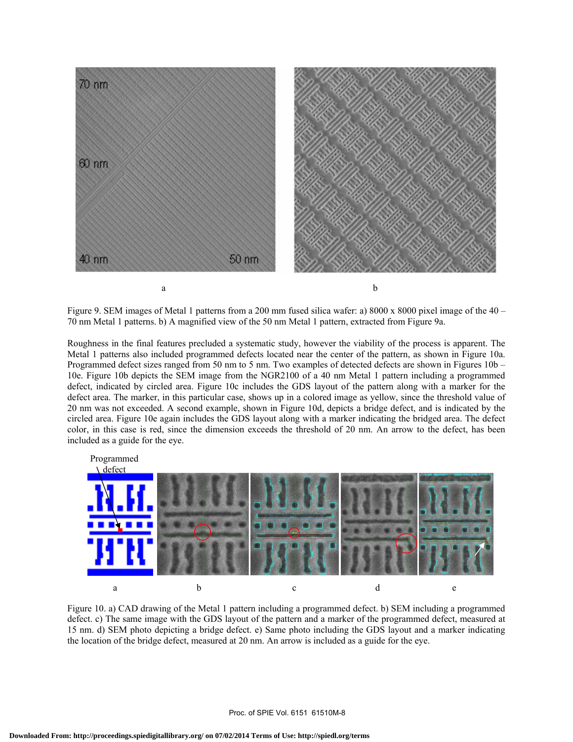a b

Figure 9. SEM images of Metal 1 patterns from a 200 mm fused silica wafer: a) 8000 x 8000 pixel image of the 40 – 70 nm Metal 1 patterns. b) A magnified view of the 50 nm Metal 1 pattern, extracted from Figure 9a.

Roughness in the final features precluded a systematic study, however the viability of the process is apparent. The Metal 1 patterns also included programmed defects located near the center of the pattern, as shown in Figure 10a. Programmed defect sizes ranged from 50 nm to 5 nm. Two examples of detected defects are shown in Figures 10b – 10e. Figure 10b depicts the SEM image from the NGR2100 of a 40 nm Metal 1 pattern including a programmed defect, indicated by circled area. Figure 10c includes the GDS layout of the pattern along with a marker for the defect area. The marker, in this particular case, shows up in a colored image as yellow, since the threshold value of 20 nm was not exceeded. A second example, shown in Figure 10d, depicts a bridge defect, and is indicated by the circled area. Figure 10e again includes the GDS layout along with a marker indicating the bridged area. The defect color, in this case is red, since the dimension exceeds the threshold of 20 nm. An arrow to the defect, has been included as a guide for the eye.

a b c d e

Figure 10. a) CAD drawing of the Metal 1 pattern including a programmed defect. b) SEM including a programmed defect. c) The same image with the GDS layout of the pattern and a marker of the programmed defect, measured at 15 nm. d) SEM photo depicting a bridge defect. e) Same photo including the GDS layout and a marker indicating the location of the bridge defect, measured at 20 nm. An arrow is included as a guide for the eye.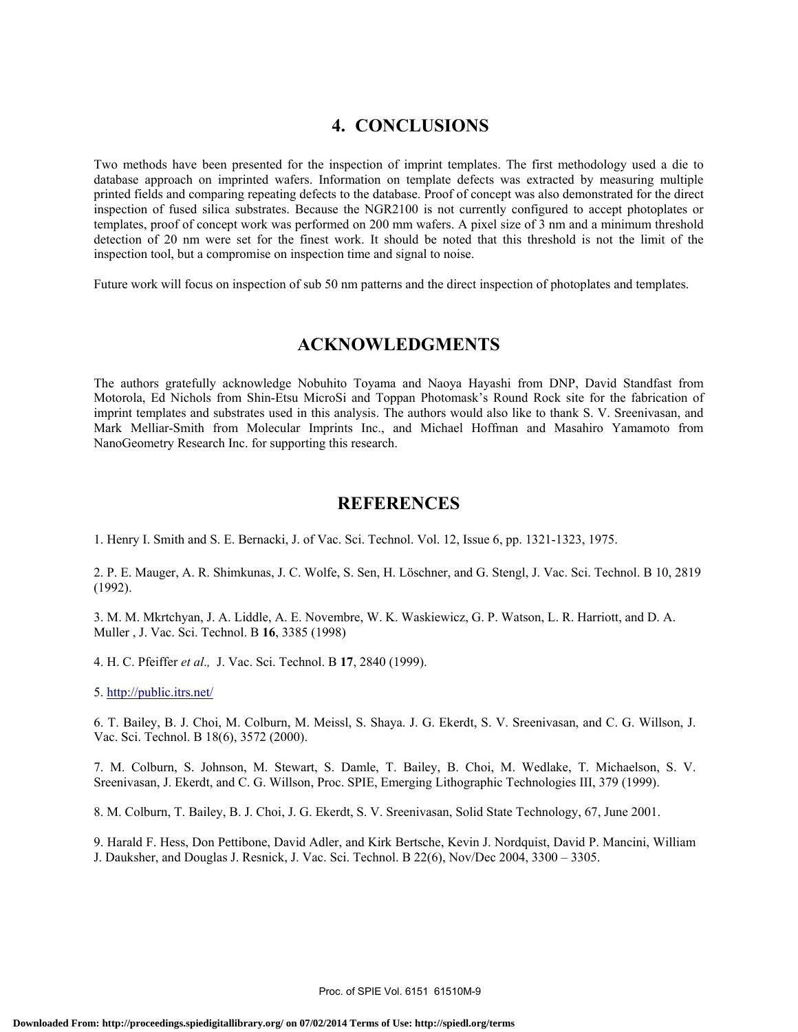# 4. CONCLUSIONS

Two methods have been presented for the inspection of imprint templates. The first methodology used a die to database approach on imprinted wafers. Information on template defects was extracted by measuring multiple printed fields and comparing repeating defects to the database. Proof of concept was also demonstrated for the direct inspection of fused silica substrates. Because the NGR2100 is not currently configured to accept photoplates or templates, proof of concept work was performed on 200 mm wafers. A pixel size of 3 nm and a minimum threshold detection of 20 nm were set for the finest work. It should be noted that this threshold is not the limit of the inspection tool, but a compromise on inspection time and signal to noise.

Future work will focus on inspection of sub 50 nm patterns and the direct inspection of photoplates and templates.

# ACKNOWLEDGMENTS

The authors gratefully acknowledge Nobuhito Toyama and Naoya Hayashi from DNP, David Standfast from Motorola, Ed Nichols from Shin-Etsu MicroSi and Toppan Photomask's Round Rock site for the fabrication of imprint templates and substrates used in this analysis. The authors would also like to thank S. V. Sreenivasan, and Mark Melliar-Smith from Molecular Imprints Inc., and Michael Hoffman and Masahiro Yamamoto from NanoGeometry Research Inc. for supporting this research.

# REFERENCES

1. Henry I. Smith and S. E. Bernacki, J. of Vac. Sci. Technol. Vol. 12, Issue 6, pp. 1321-1323, 1975.

2. P. E. Mauger, A. R. Shimkunas, J. C. Wolfe, S. Sen, H. Löschner, and G. Stengl, J. Vac. Sci. Technol. B 10, 2819 (1992).

3. M. M. Mkrtchyan, J. A. Liddle, A. E. Novembre, W. K. Waskiewicz, G. P. Watson, L. R. Harriott, and D. A. Muller , J. Vac. Sci. Technol. B **16**, 3385 (1998)

4. H. C. Pfeiffer *et al.,* J. Vac. Sci. Technol. B **17**, 2840 (1999).

5. http://public.itrs.net/

6. T. Bailey, B. J. Choi, M. Colburn, M. Meissl, S. Shaya. J. G. Ekerdt, S. V. Sreenivasan, and C. G. Willson, J. Vac. Sci. Technol. B 18(6), 3572 (2000).

7. M. Colburn, S. Johnson, M. Stewart, S. Damle, T. Bailey, B. Choi, M. Wedlake, T. Michaelson, S. V. Sreenivasan, J. Ekerdt, and C. G. Willson, Proc. SPIE, Emerging Lithographic Technologies III, 379 (1999).

8. M. Colburn, T. Bailey, B. J. Choi, J. G. Ekerdt, S. V. Sreenivasan, Solid State Technology, 67, June 2001.

9. Harald F. Hess, Don Pettibone, David Adler, and Kirk Bertsche, Kevin J. Nordquist, David P. Mancini, William J. Dauksher, and Douglas J. Resnick, J. Vac. Sci. Technol. B 22(6), Nov/Dec 2004, 3300 – 3305.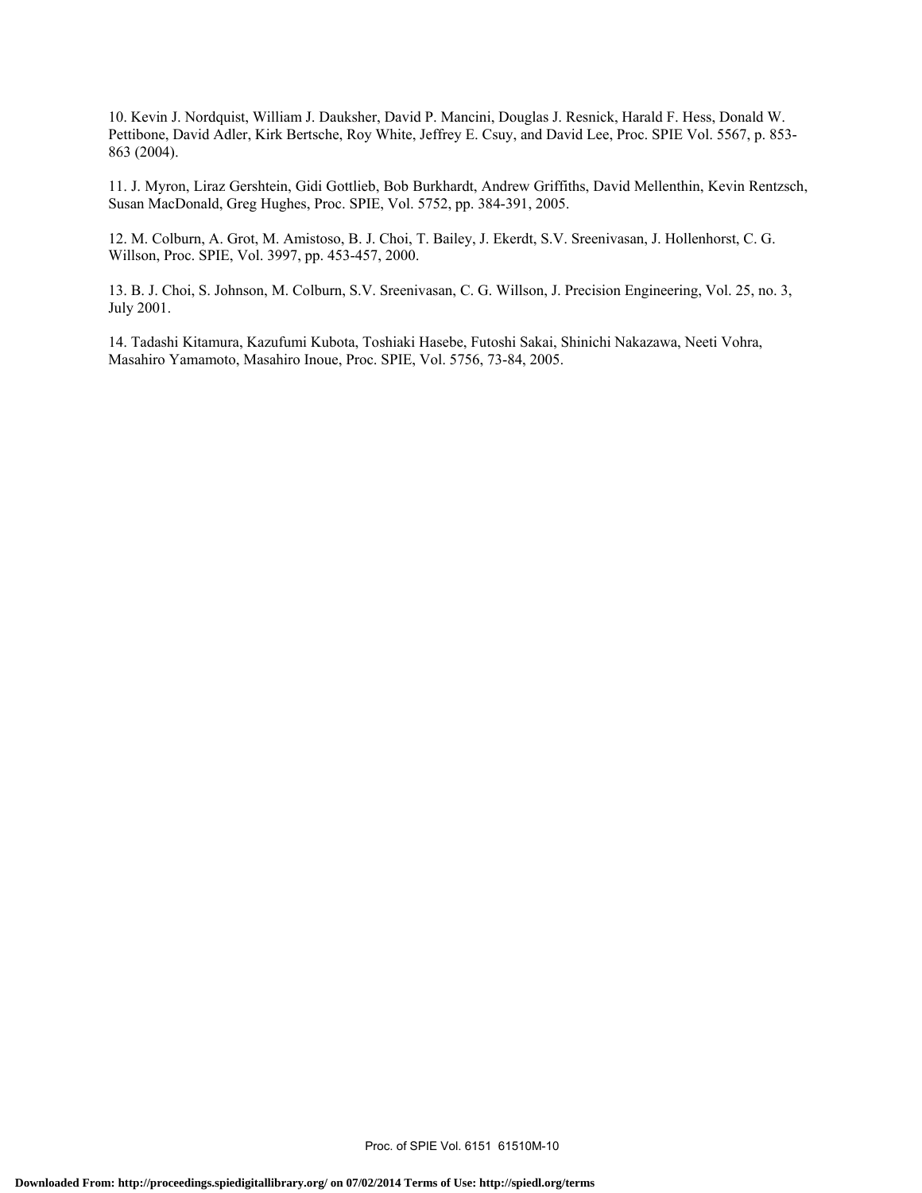10. Kevin J. Nordquist, William J. Dauksher, David P. Mancini, Douglas J. Resnick, Harald F. Hess, Donald W. Pettibone, David Adler, Kirk Bertsche, Roy White, Jeffrey E. Csuy, and David Lee, Proc. SPIE Vol. 5567, p. 853-863 (2004).

11. J. Myron, Liraz Gershtein, Gidi Gottlieb, Bob Burkhardt, Andrew Griffiths, David Mellenthin, Kevin Rentzsch, Susan MacDonald, Greg Hughes, Proc. SPIE, Vol. 5752, pp. 384-391, 2005.

12. M. Colburn, A. Grot, M. Amistoso, B. J. Choi, T. Bailey, J. Ekerdt, S.V. Sreenivasan, J. Hollenhorst, C. G. Willson, Proc. SPIE, Vol. 3997, pp. 453-457, 2000.

13. B. J. Choi, S. Johnson, M. Colburn, S.V. Sreenivasan, C. G. Willson, J. Precision Engineering, Vol. 25, no. 3, July 2001.

14. Tadashi Kitamura, Kazufumi Kubota, Toshiaki Hasebe, Futoshi Sakai, Shinichi Nakazawa, Neeti Vohra, Masahiro Yamamoto, Masahiro Inoue, Proc. SPIE, Vol. 5756, 73-84, 2005.